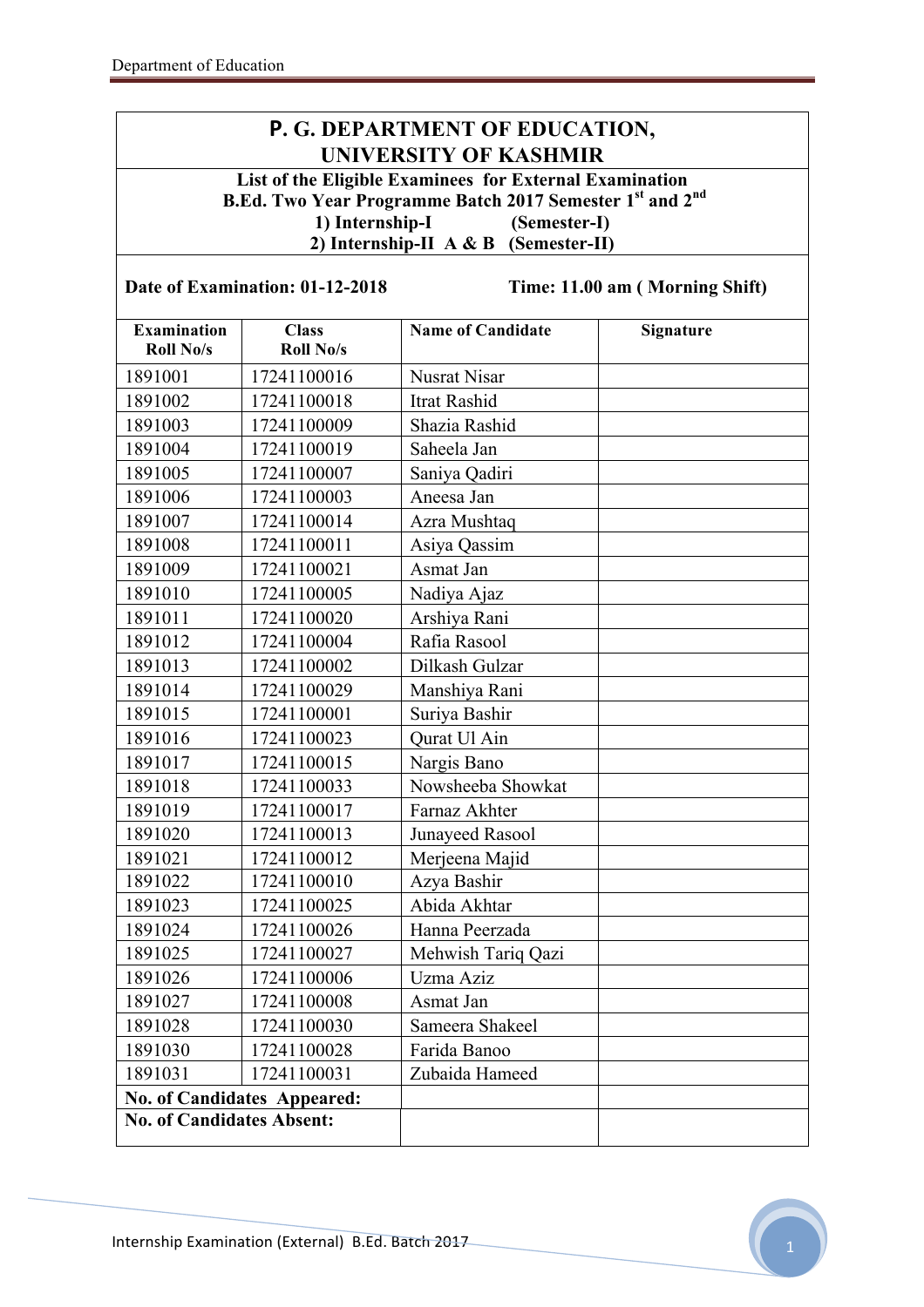# P. G. DEPARTMENT OF EDUCATION, UNIVERSITY OF KASHMIR

**List of the Eligible Examinees for External Examination**
**B.Ed. Two Year Programme Batch 2017 Semester 1st and 2nd**
**1) Internship-I (Semester-I)**
**2) Internship-II A & B (Semester-II)**

**Date of Examination: 01-12-2018** **Time: 11.00 am ( Morning Shift)**

| Examination Roll No/s | Class Roll No/s | Name of Candidate | Signature |
|---|---|---|---|
| 1891001 | 17241100016 | Nusrat Nisar | |
| 1891002 | 17241100018 | Itrat Rashid | |
| 1891003 | 17241100009 | Shazia Rashid | |
| 1891004 | 17241100019 | Saheela Jan | |
| 1891005 | 17241100007 | Saniya Qadiri | |
| 1891006 | 17241100003 | Aneesa Jan | |
| 1891007 | 17241100014 | Azra Mushtaq | |
| 1891008 | 17241100011 | Asiya Qassim | |
| 1891009 | 17241100021 | Asmat Jan | |
| 1891010 | 17241100005 | Nadiya Ajaz | |
| 1891011 | 17241100020 | Arshiya Rani | |
| 1891012 | 17241100004 | Rafia Rasool | |
| 1891013 | 17241100002 | Dilkash Gulzar | |
| 1891014 | 17241100029 | Manshiya Rani | |
| 1891015 | 17241100001 | Suriya Bashir | |
| 1891016 | 17241100023 | Qurat Ul Ain | |
| 1891017 | 17241100015 | Nargis Bano | |
| 1891018 | 17241100033 | Nowsheeba Showkat | |
| 1891019 | 17241100017 | Farnaz Akhter | |
| 1891020 | 17241100013 | Junayeed Rasool | |
| 1891021 | 17241100012 | Merjeena Majid | |
| 1891022 | 17241100010 | Azya Bashir | |
| 1891023 | 17241100025 | Abida Akhtar | |
| 1891024 | 17241100026 | Hanna Peerzada | |
| 1891025 | 17241100027 | Mehwish Tariq Qazi | |
| 1891026 | 17241100006 | Uzma Aziz | |
| 1891027 | 17241100008 | Asmat Jan | |
| 1891028 | 17241100030 | Sameera Shakeel | |
| 1891030 | 17241100028 | Farida Banoo | |
| 1891031 | 17241100031 | Zubaida Hameed | |
| **No. of Candidates Appeared:** | | | |
| **No. of Candidates Absent:** | | | |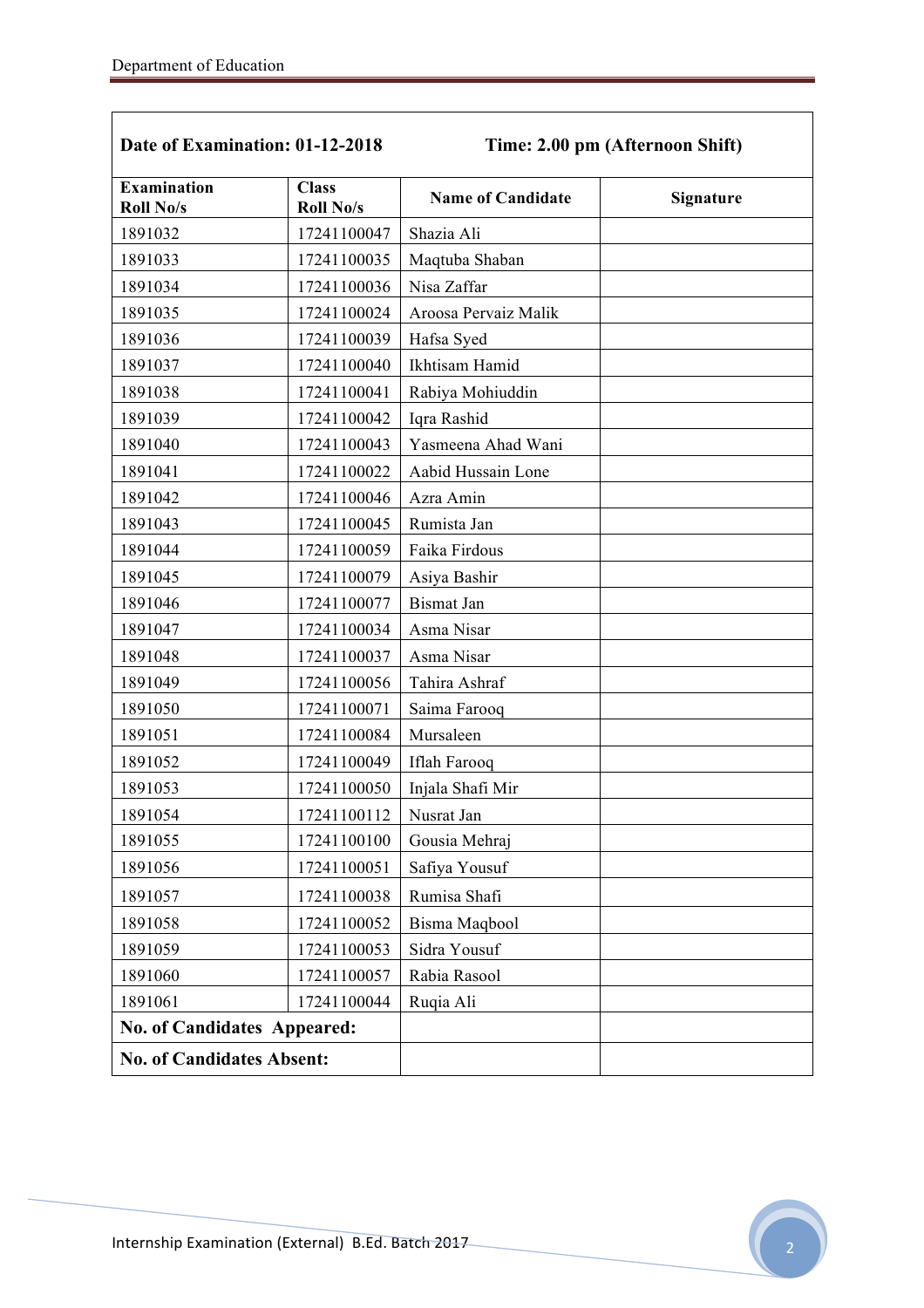**Date of Examination: 01-12-2018** **Time: 2.00 pm (Afternoon Shift)**

| Examination Roll No/s | Class Roll No/s | Name of Candidate | Signature |
|---|---|---|---|
| 1891032 | 17241100047 | Shazia Ali | |
| 1891033 | 17241100035 | Maqtuba Shaban | |
| 1891034 | 17241100036 | Nisa Zaffar | |
| 1891035 | 17241100024 | Aroosa Pervaiz Malik | |
| 1891036 | 17241100039 | Hafsa Syed | |
| 1891037 | 17241100040 | Ikhtisam Hamid | |
| 1891038 | 17241100041 | Rabiya Mohiuddin | |
| 1891039 | 17241100042 | Iqra Rashid | |
| 1891040 | 17241100043 | Yasmeena Ahad Wani | |
| 1891041 | 17241100022 | Aabid Hussain Lone | |
| 1891042 | 17241100046 | Azra Amin | |
| 1891043 | 17241100045 | Rumista Jan | |
| 1891044 | 17241100059 | Faika Firdous | |
| 1891045 | 17241100079 | Asiya Bashir | |
| 1891046 | 17241100077 | Bismat Jan | |
| 1891047 | 17241100034 | Asma Nisar | |
| 1891048 | 17241100037 | Asma Nisar | |
| 1891049 | 17241100056 | Tahira Ashraf | |
| 1891050 | 17241100071 | Saima Farooq | |
| 1891051 | 17241100084 | Mursaleen | |
| 1891052 | 17241100049 | Iflah Farooq | |
| 1891053 | 17241100050 | Injala Shafi Mir | |
| 1891054 | 17241100112 | Nusrat Jan | |
| 1891055 | 17241100100 | Gousia Mehraj | |
| 1891056 | 17241100051 | Safiya Yousuf | |
| 1891057 | 17241100038 | Rumisa Shafi | |
| 1891058 | 17241100052 | Bisma Maqbool | |
| 1891059 | 17241100053 | Sidra Yousuf | |
| 1891060 | 17241100057 | Rabia Rasool | |
| 1891061 | 17241100044 | Ruqia Ali | |
| **No. of Candidates Appeared:** | | | |
| **No. of Candidates Absent:** | | | |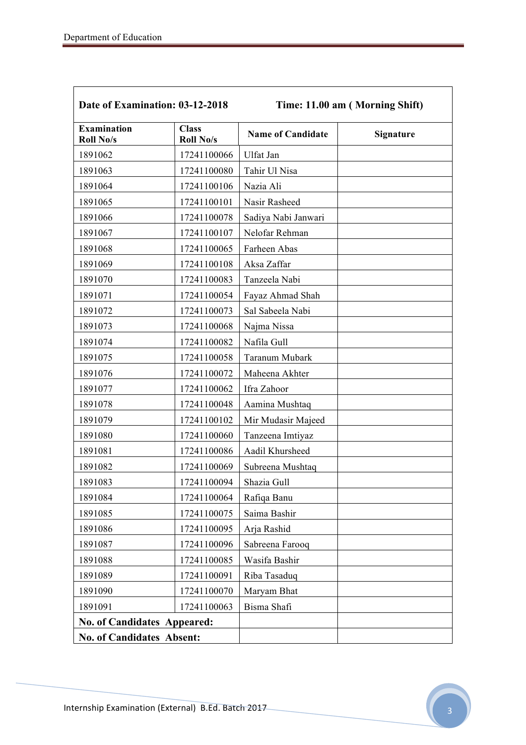| Date of Examination: 03-12-2018 | | Time: 11.00 am ( Morning Shift) | |
|---|---|---|---|
| **Examination Roll No/s** | **Class Roll No/s** | **Name of Candidate** | **Signature** |
| 1891062 | 17241100066 | Ulfat Jan | |
| 1891063 | 17241100080 | Tahir Ul Nisa | |
| 1891064 | 17241100106 | Nazia Ali | |
| 1891065 | 17241100101 | Nasir Rasheed | |
| 1891066 | 17241100078 | Sadiya Nabi Janwari | |
| 1891067 | 17241100107 | Nelofar Rehman | |
| 1891068 | 17241100065 | Farheen Abas | |
| 1891069 | 17241100108 | Aksa Zaffar | |
| 1891070 | 17241100083 | Tanzeela Nabi | |
| 1891071 | 17241100054 | Fayaz Ahmad Shah | |
| 1891072 | 17241100073 | Sal Sabeela Nabi | |
| 1891073 | 17241100068 | Najma Nissa | |
| 1891074 | 17241100082 | Nafila Gull | |
| 1891075 | 17241100058 | Taranum Mubark | |
| 1891076 | 17241100072 | Maheena Akhter | |
| 1891077 | 17241100062 | Ifra Zahoor | |
| 1891078 | 17241100048 | Aamina Mushtaq | |
| 1891079 | 17241100102 | Mir Mudasir Majeed | |
| 1891080 | 17241100060 | Tanzeena Imtiyaz | |
| 1891081 | 17241100086 | Aadil Khursheed | |
| 1891082 | 17241100069 | Subreena Mushtaq | |
| 1891083 | 17241100094 | Shazia Gull | |
| 1891084 | 17241100064 | Rafiqa Banu | |
| 1891085 | 17241100075 | Saima Bashir | |
| 1891086 | 17241100095 | Arja Rashid | |
| 1891087 | 17241100096 | Sabreena Farooq | |
| 1891088 | 17241100085 | Wasifa Bashir | |
| 1891089 | 17241100091 | Riba Tasaduq | |
| 1891090 | 17241100070 | Maryam Bhat | |
| 1891091 | 17241100063 | Bisma Shafi | |
| **No. of Candidates Appeared:** | | | |
| **No. of Candidates Absent:** | | | |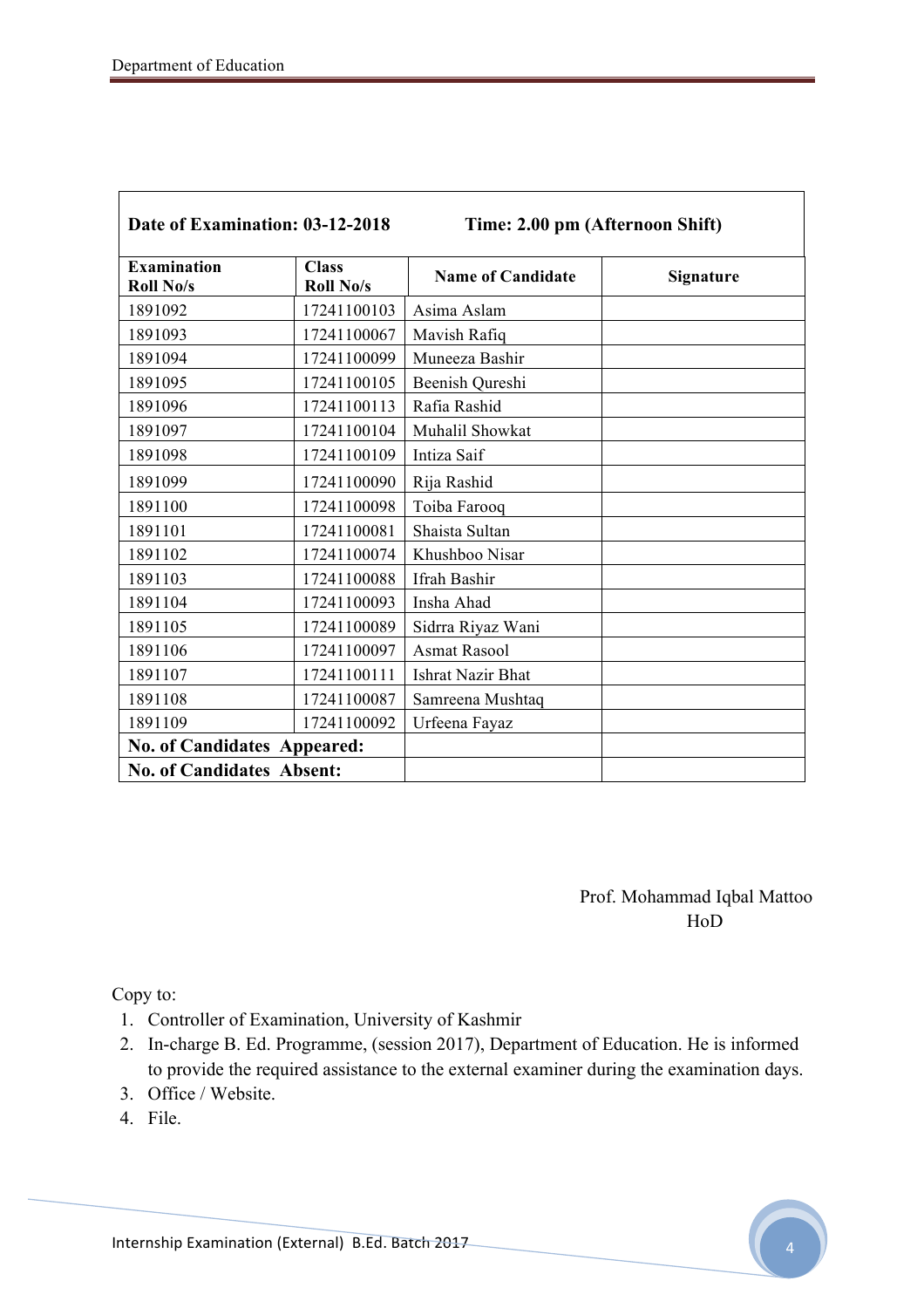| Date of Examination: 03-12-2018 | | Time: 2.00 pm (Afternoon Shift) | |
|---|---|---|---|
| **Examination Roll No/s** | **Class Roll No/s** | **Name of Candidate** | **Signature** |
| 1891092 | 17241100103 | Asima Aslam | |
| 1891093 | 17241100067 | Mavish Rafiq | |
| 1891094 | 17241100099 | Muneeza Bashir | |
| 1891095 | 17241100105 | Beenish Qureshi | |
| 1891096 | 17241100113 | Rafia Rashid | |
| 1891097 | 17241100104 | Muhalil Showkat | |
| 1891098 | 17241100109 | Intiza Saif | |
| 1891099 | 17241100090 | Rija Rashid | |
| 1891100 | 17241100098 | Toiba Farooq | |
| 1891101 | 17241100081 | Shaista Sultan | |
| 1891102 | 17241100074 | Khushboo Nisar | |
| 1891103 | 17241100088 | Ifrah Bashir | |
| 1891104 | 17241100093 | Insha Ahad | |
| 1891105 | 17241100089 | Sidrra Riyaz Wani | |
| 1891106 | 17241100097 | Asmat Rasool | |
| 1891107 | 17241100111 | Ishrat Nazir Bhat | |
| 1891108 | 17241100087 | Samreena Mushtaq | |
| 1891109 | 17241100092 | Urfeena Fayaz | |
| **No. of Candidates Appeared:** | | | |
| **No. of Candidates Absent:** | | | |

Prof. Mohammad Iqbal Mattoo
HoD

Copy to:

1. Controller of Examination, University of Kashmir
2. In-charge B. Ed. Programme, (session 2017), Department of Education. He is informed to provide the required assistance to the external examiner during the examination days.
3. Office / Website.
4. File.